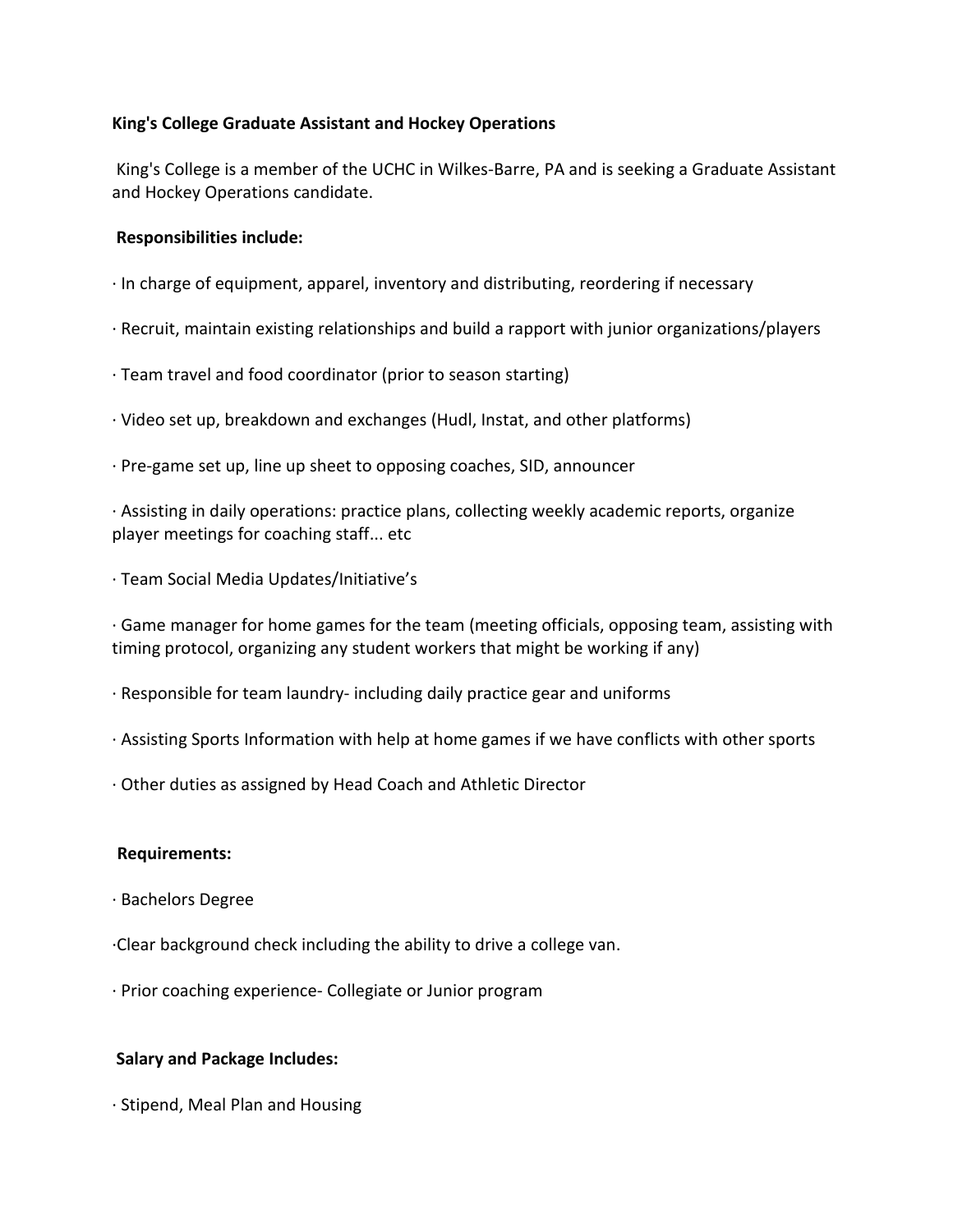**King's College Graduate Assistant and Hockey Operations**

King's College is a member of the UCHC in Wilkes-Barre, PA and is seeking a Graduate Assistant and Hockey Operations candidate.

**Responsibilities include:**

- In charge of equipment, apparel, inventory and distributing, reordering if necessary
- Recruit, maintain existing relationships and build a rapport with junior organizations/players
- Team travel and food coordinator (prior to season starting)
- Video set up, breakdown and exchanges (Hudl, Instat, and other platforms)
- Pre-game set up, line up sheet to opposing coaches, SID, announcer
- Assisting in daily operations: practice plans, collecting weekly academic reports, organize player meetings for coaching staff... etc
- Team Social Media Updates/Initiative's
- Game manager for home games for the team (meeting officials, opposing team, assisting with timing protocol, organizing any student workers that might be working if any)
- Responsible for team laundry- including daily practice gear and uniforms
- Assisting Sports Information with help at home games if we have conflicts with other sports
- Other duties as assigned by Head Coach and Athletic Director

**Requirements:**

- Bachelors Degree
- Clear background check including the ability to drive a college van.
- Prior coaching experience- Collegiate or Junior program

**Salary and Package Includes:**

- Stipend, Meal Plan and Housing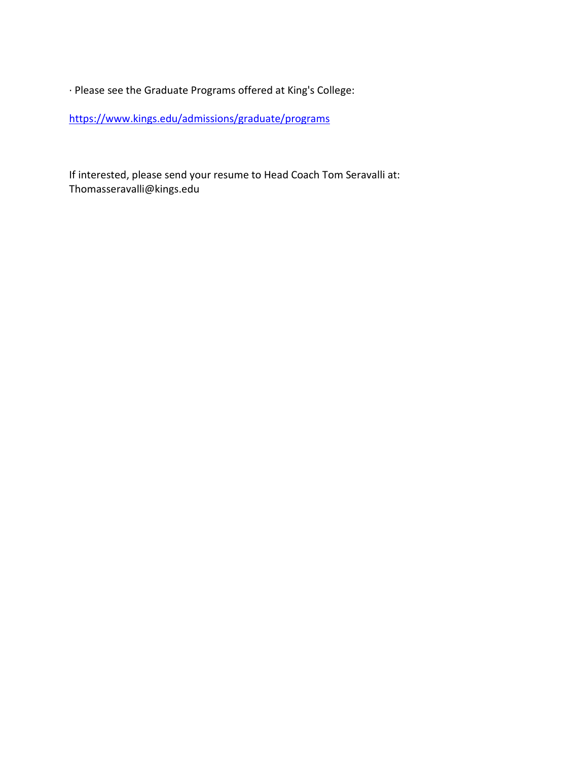· Please see the Graduate Programs offered at King's College:

https://www.kings.edu/admissions/graduate/programs

If interested, please send your resume to Head Coach Tom Seravalli at:
Thomasseravalli@kings.edu